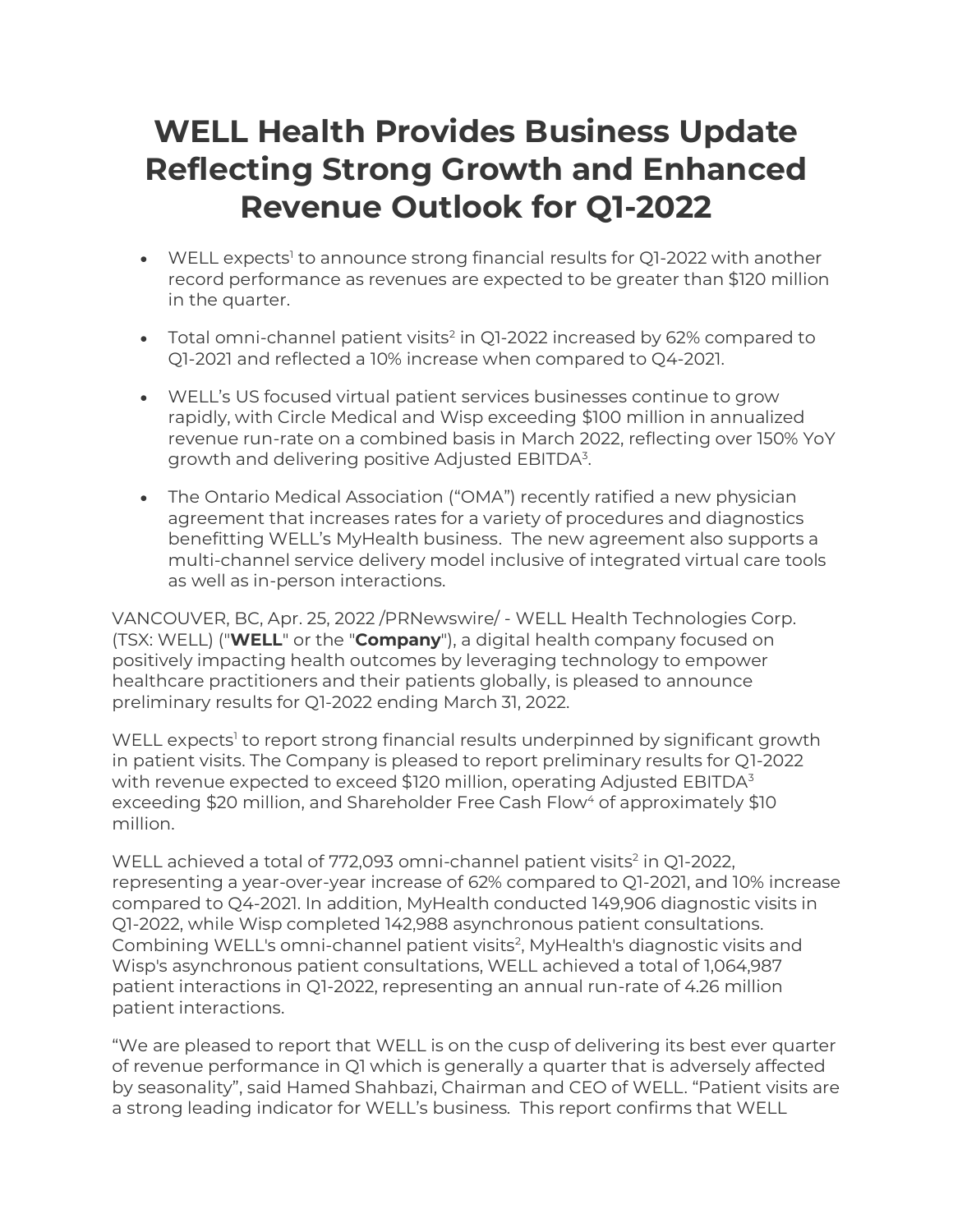# WELL Health Provides Business Update Reflecting Strong Growth and Enhanced Revenue Outlook for Q1-2022

- WELL expects[1] to announce strong financial results for Q1-2022 with another record performance as revenues are expected to be greater than $120 million in the quarter.
- Total omni-channel patient visits[2] in Q1-2022 increased by 62% compared to Q1-2021 and reflected a 10% increase when compared to Q4-2021.
- WELL's US focused virtual patient services businesses continue to grow rapidly, with Circle Medical and Wisp exceeding $100 million in annualized revenue run-rate on a combined basis in March 2022, reflecting over 150% YoY growth and delivering positive Adjusted EBITDA[3].
- The Ontario Medical Association ("OMA") recently ratified a new physician agreement that increases rates for a variety of procedures and diagnostics benefitting WELL's MyHealth business. The new agreement also supports a multi-channel service delivery model inclusive of integrated virtual care tools as well as in-person interactions.

VANCOUVER, BC, Apr. 25, 2022 /PRNewswire/ - WELL Health Technologies Corp. (TSX: WELL) ("**WELL**" or the "**Company**"), a digital health company focused on positively impacting health outcomes by leveraging technology to empower healthcare practitioners and their patients globally, is pleased to announce preliminary results for Q1-2022 ending March 31, 2022.

WELL expects[1] to report strong financial results underpinned by significant growth in patient visits. The Company is pleased to report preliminary results for Q1-2022 with revenue expected to exceed $120 million, operating Adjusted EBITDA[3] exceeding $20 million, and Shareholder Free Cash Flow[4] of approximately $10 million.

WELL achieved a total of 772,093 omni-channel patient visits[2] in Q1-2022, representing a year-over-year increase of 62% compared to Q1-2021, and 10% increase compared to Q4-2021. In addition, MyHealth conducted 149,906 diagnostic visits in Q1-2022, while Wisp completed 142,988 asynchronous patient consultations. Combining WELL's omni-channel patient visits[2], MyHealth's diagnostic visits and Wisp's asynchronous patient consultations, WELL achieved a total of 1,064,987 patient interactions in Q1-2022, representing an annual run-rate of 4.26 million patient interactions.

"We are pleased to report that WELL is on the cusp of delivering its best ever quarter of revenue performance in Q1 which is generally a quarter that is adversely affected by seasonality", said Hamed Shahbazi, Chairman and CEO of WELL. "Patient visits are a strong leading indicator for WELL's business. This report confirms that WELL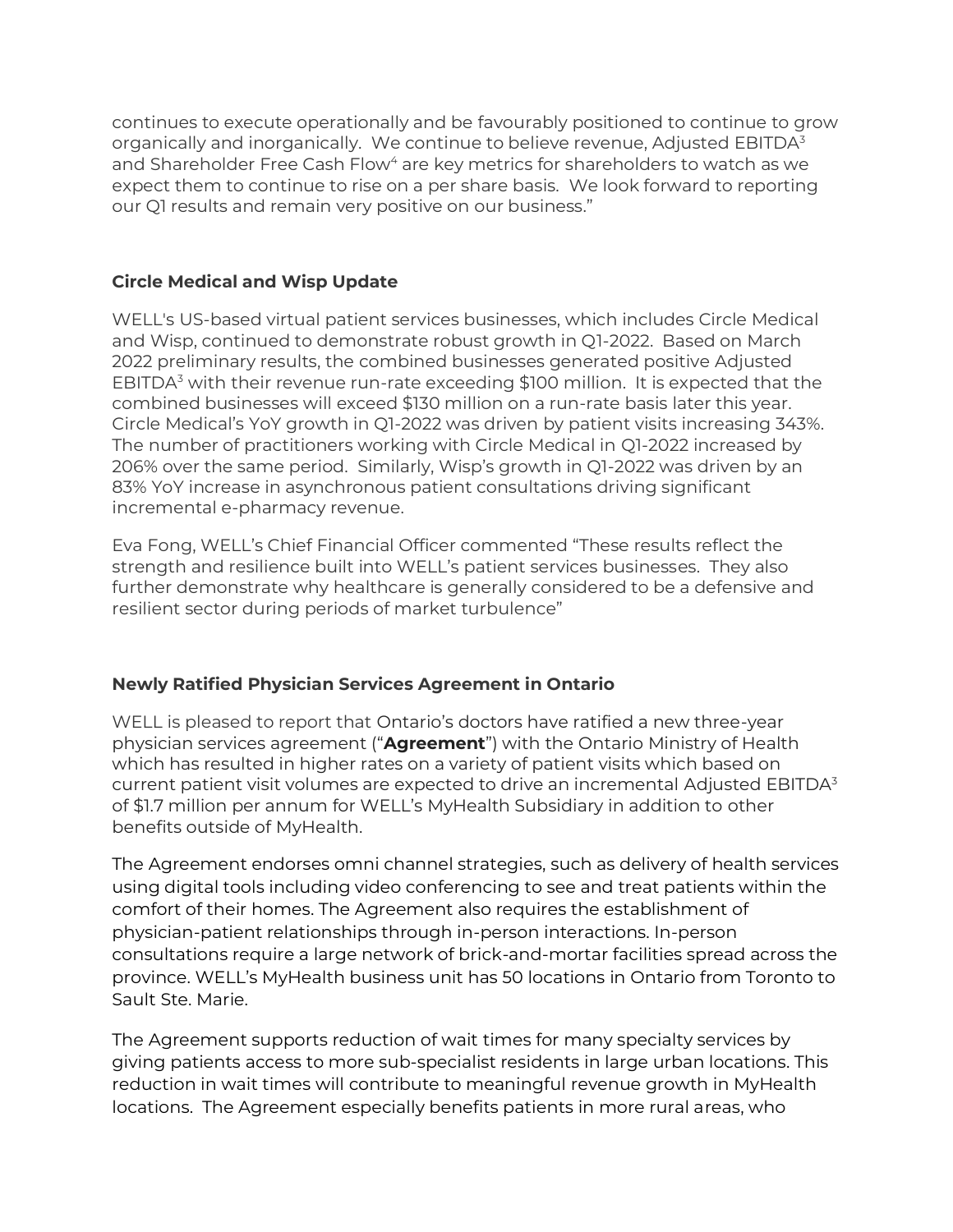continues to execute operationally and be favourably positioned to continue to grow organically and inorganically. We continue to believe revenue, Adjusted EBITDA[3] and Shareholder Free Cash Flow[4] are key metrics for shareholders to watch as we expect them to continue to rise on a per share basis. We look forward to reporting our Q1 results and remain very positive on our business."

**Circle Medical and Wisp Update**

WELL's US-based virtual patient services businesses, which includes Circle Medical and Wisp, continued to demonstrate robust growth in Q1-2022. Based on March 2022 preliminary results, the combined businesses generated positive Adjusted EBITDA[3] with their revenue run-rate exceeding $100 million. It is expected that the combined businesses will exceed $130 million on a run-rate basis later this year. Circle Medical's YoY growth in Q1-2022 was driven by patient visits increasing 343%. The number of practitioners working with Circle Medical in Q1-2022 increased by 206% over the same period. Similarly, Wisp's growth in Q1-2022 was driven by an 83% YoY increase in asynchronous patient consultations driving significant incremental e-pharmacy revenue.

Eva Fong, WELL's Chief Financial Officer commented "These results reflect the strength and resilience built into WELL's patient services businesses. They also further demonstrate why healthcare is generally considered to be a defensive and resilient sector during periods of market turbulence"

**Newly Ratified Physician Services Agreement in Ontario**

WELL is pleased to report that Ontario's doctors have ratified a new three-year physician services agreement ("**Agreement**") with the Ontario Ministry of Health which has resulted in higher rates on a variety of patient visits which based on current patient visit volumes are expected to drive an incremental Adjusted EBITDA[3] of $1.7 million per annum for WELL's MyHealth Subsidiary in addition to other benefits outside of MyHealth.

The Agreement endorses omni channel strategies, such as delivery of health services using digital tools including video conferencing to see and treat patients within the comfort of their homes. The Agreement also requires the establishment of physician-patient relationships through in-person interactions. In-person consultations require a large network of brick-and-mortar facilities spread across the province. WELL's MyHealth business unit has 50 locations in Ontario from Toronto to Sault Ste. Marie.

The Agreement supports reduction of wait times for many specialty services by giving patients access to more sub-specialist residents in large urban locations. This reduction in wait times will contribute to meaningful revenue growth in MyHealth locations. The Agreement especially benefits patients in more rural areas, who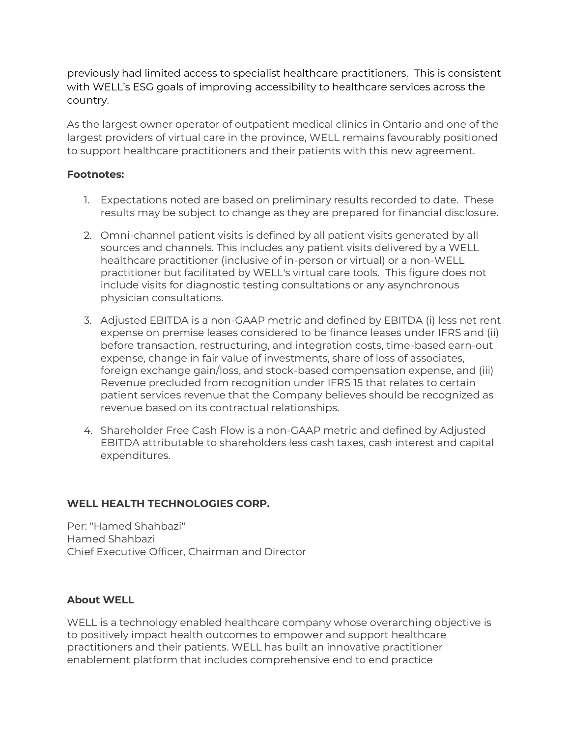previously had limited access to specialist healthcare practitioners. This is consistent with WELL's ESG goals of improving accessibility to healthcare services across the country.

As the largest owner operator of outpatient medical clinics in Ontario and one of the largest providers of virtual care in the province, WELL remains favourably positioned to support healthcare practitioners and their patients with this new agreement.

**Footnotes:**

1. Expectations noted are based on preliminary results recorded to date. These results may be subject to change as they are prepared for financial disclosure.

2. Omni-channel patient visits is defined by all patient visits generated by all sources and channels. This includes any patient visits delivered by a WELL healthcare practitioner (inclusive of in-person or virtual) or a non-WELL practitioner but facilitated by WELL's virtual care tools. This figure does not include visits for diagnostic testing consultations or any asynchronous physician consultations.

3. Adjusted EBITDA is a non-GAAP metric and defined by EBITDA (i) less net rent expense on premise leases considered to be finance leases under IFRS and (ii) before transaction, restructuring, and integration costs, time-based earn-out expense, change in fair value of investments, share of loss of associates, foreign exchange gain/loss, and stock-based compensation expense, and (iii) Revenue precluded from recognition under IFRS 15 that relates to certain patient services revenue that the Company believes should be recognized as revenue based on its contractual relationships.

4. Shareholder Free Cash Flow is a non-GAAP metric and defined by Adjusted EBITDA attributable to shareholders less cash taxes, cash interest and capital expenditures.

**WELL HEALTH TECHNOLOGIES CORP.**

Per: "Hamed Shahbazi"
Hamed Shahbazi
Chief Executive Officer, Chairman and Director

**About WELL**

WELL is a technology enabled healthcare company whose overarching objective is to positively impact health outcomes to empower and support healthcare practitioners and their patients. WELL has built an innovative practitioner enablement platform that includes comprehensive end to end practice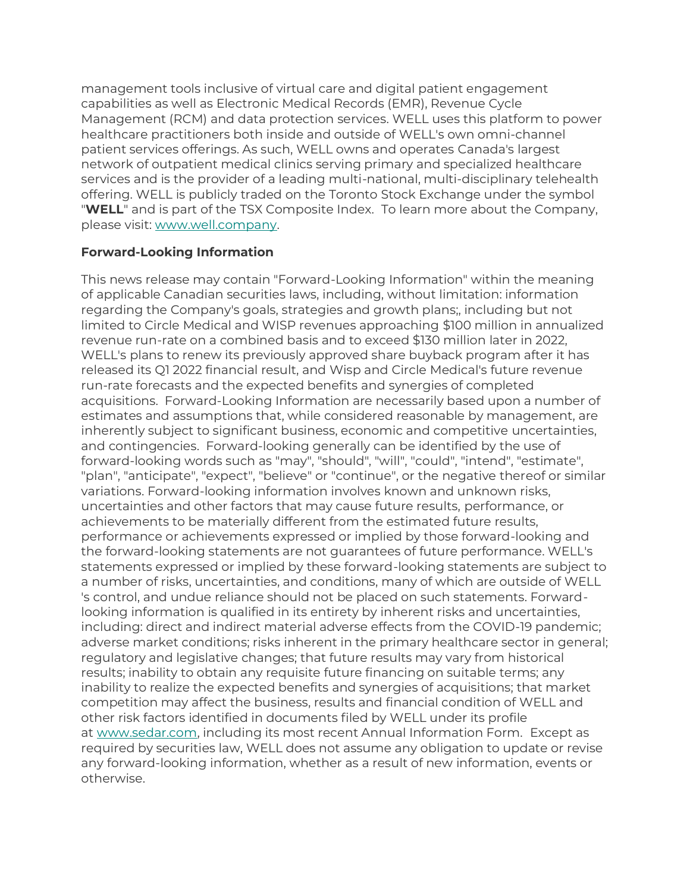management tools inclusive of virtual care and digital patient engagement capabilities as well as Electronic Medical Records (EMR), Revenue Cycle Management (RCM) and data protection services. WELL uses this platform to power healthcare practitioners both inside and outside of WELL's own omni-channel patient services offerings. As such, WELL owns and operates Canada's largest network of outpatient medical clinics serving primary and specialized healthcare services and is the provider of a leading multi-national, multi-disciplinary telehealth offering. WELL is publicly traded on the Toronto Stock Exchange under the symbol "**WELL**" and is part of the TSX Composite Index. To learn more about the Company, please visit: [www.well.company](www.well.company).

**Forward-Looking Information**

This news release may contain "Forward-Looking Information" within the meaning of applicable Canadian securities laws, including, without limitation: information regarding the Company's goals, strategies and growth plans;, including but not limited to Circle Medical and WISP revenues approaching $100 million in annualized revenue run-rate on a combined basis and to exceed $130 million later in 2022, WELL's plans to renew its previously approved share buyback program after it has released its Q1 2022 financial result, and Wisp and Circle Medical's future revenue run-rate forecasts and the expected benefits and synergies of completed acquisitions. Forward-Looking Information are necessarily based upon a number of estimates and assumptions that, while considered reasonable by management, are inherently subject to significant business, economic and competitive uncertainties, and contingencies. Forward-looking generally can be identified by the use of forward-looking words such as "may", "should", "will", "could", "intend", "estimate", "plan", "anticipate", "expect", "believe" or "continue", or the negative thereof or similar variations. Forward-looking information involves known and unknown risks, uncertainties and other factors that may cause future results, performance, or achievements to be materially different from the estimated future results, performance or achievements expressed or implied by those forward-looking and the forward-looking statements are not guarantees of future performance. WELL's statements expressed or implied by these forward-looking statements are subject to a number of risks, uncertainties, and conditions, many of which are outside of WELL 's control, and undue reliance should not be placed on such statements. Forward-looking information is qualified in its entirety by inherent risks and uncertainties, including: direct and indirect material adverse effects from the COVID-19 pandemic; adverse market conditions; risks inherent in the primary healthcare sector in general; regulatory and legislative changes; that future results may vary from historical results; inability to obtain any requisite future financing on suitable terms; any inability to realize the expected benefits and synergies of acquisitions; that market competition may affect the business, results and financial condition of WELL and other risk factors identified in documents filed by WELL under its profile at [www.sedar.com](www.sedar.com), including its most recent Annual Information Form. Except as required by securities law, WELL does not assume any obligation to update or revise any forward-looking information, whether as a result of new information, events or otherwise.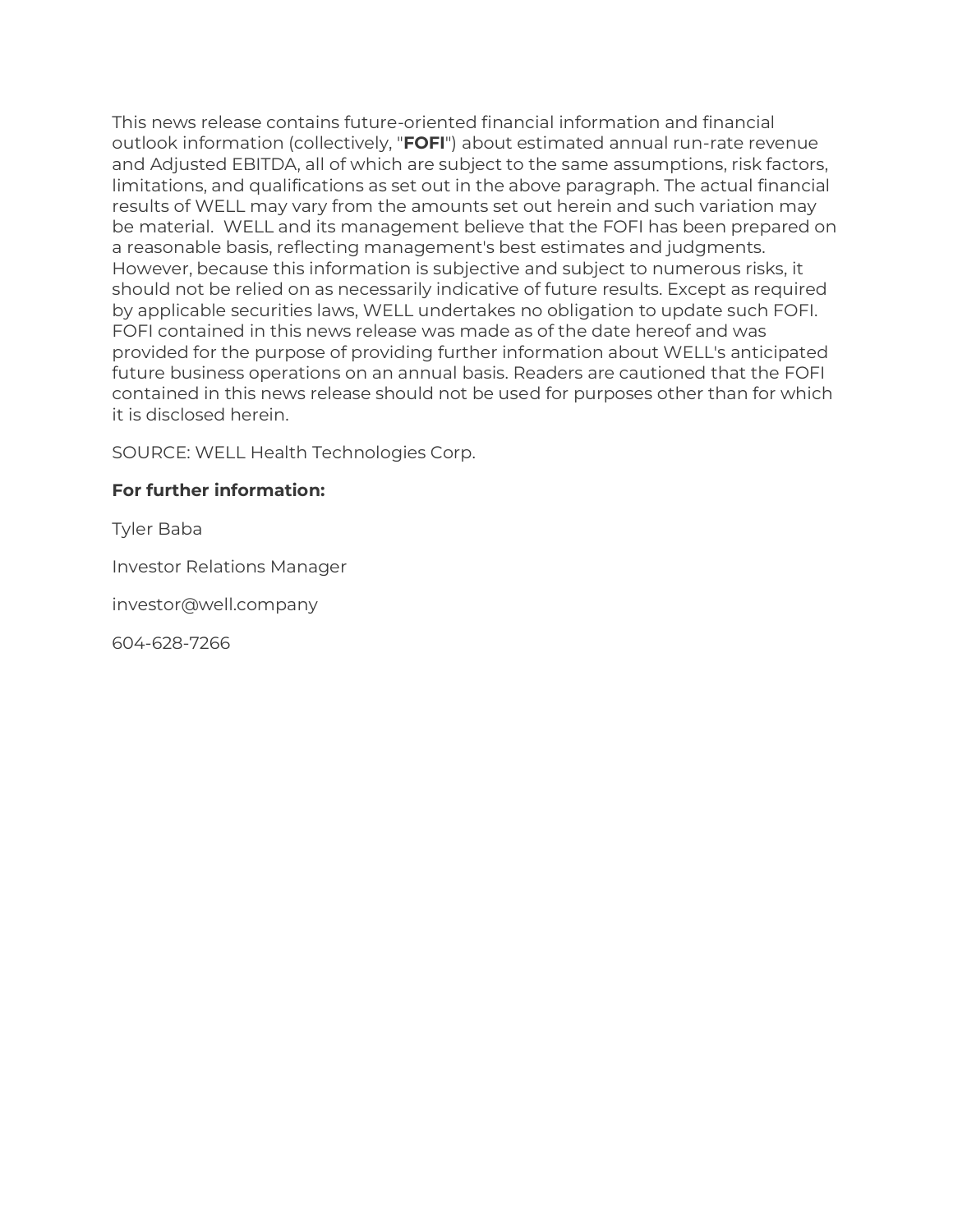This news release contains future-oriented financial information and financial outlook information (collectively, "**FOFI**") about estimated annual run-rate revenue and Adjusted EBITDA, all of which are subject to the same assumptions, risk factors, limitations, and qualifications as set out in the above paragraph. The actual financial results of WELL may vary from the amounts set out herein and such variation may be material. WELL and its management believe that the FOFI has been prepared on a reasonable basis, reflecting management's best estimates and judgments. However, because this information is subjective and subject to numerous risks, it should not be relied on as necessarily indicative of future results. Except as required by applicable securities laws, WELL undertakes no obligation to update such FOFI. FOFI contained in this news release was made as of the date hereof and was provided for the purpose of providing further information about WELL's anticipated future business operations on an annual basis. Readers are cautioned that the FOFI contained in this news release should not be used for purposes other than for which it is disclosed herein.

SOURCE: WELL Health Technologies Corp.

**For further information:**

Tyler Baba

Investor Relations Manager

investor@well.company

604-628-7266